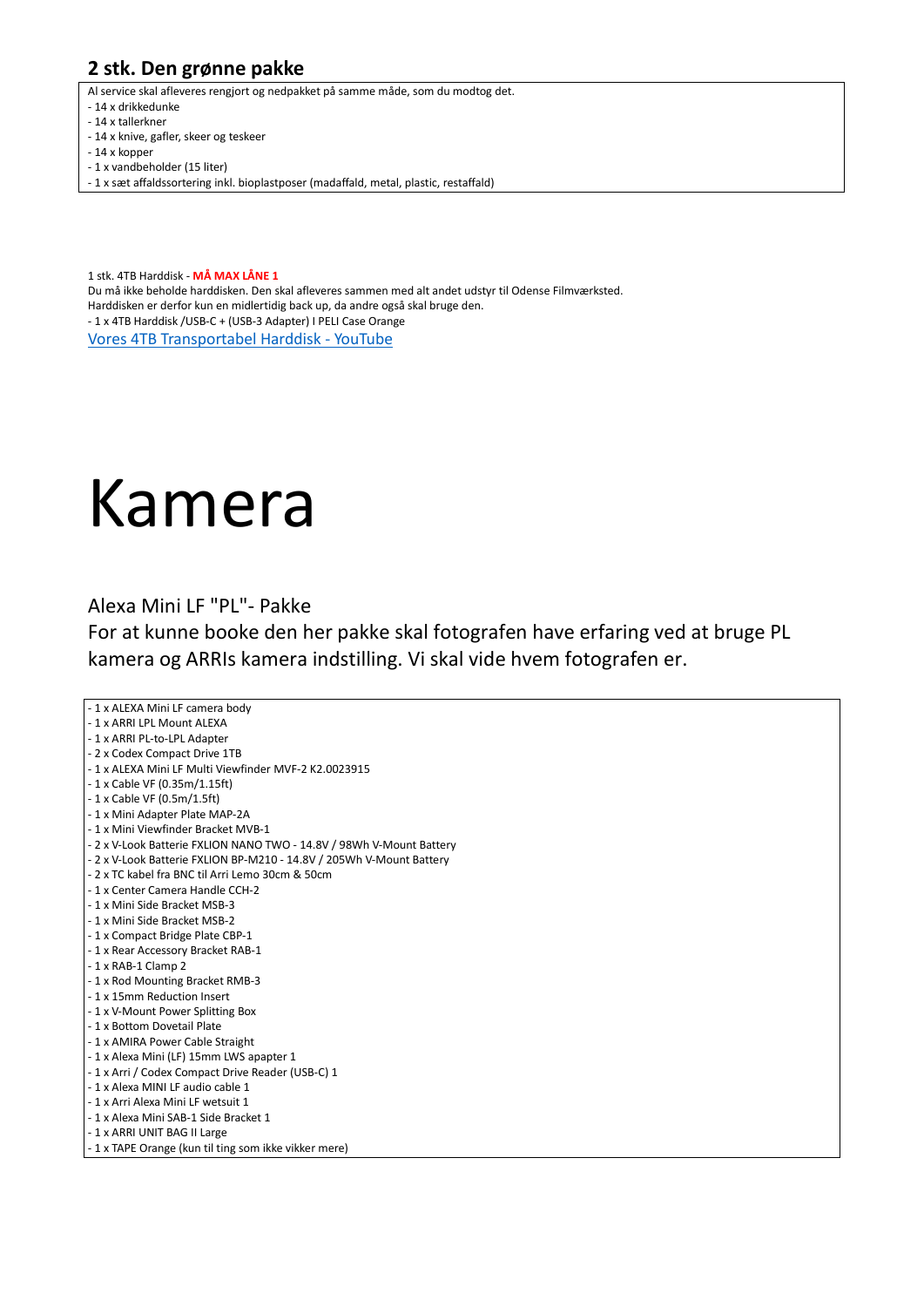## 2 stk. Den grønne pakke

Al service skal afleveres rengjort og nedpakket på samme måde, som du modtog det.
- 14 x drikkedunke
- 14 x tallerkner
- 14 x knive, gafler, skeer og teskeer
- 14 x kopper
- 1 x vandbeholder (15 liter)
- 1 x sæt affaldssortering inkl. bioplastposer (madaffald, metal, plastic, restaffald)

1 stk. 4TB Harddisk - **MÅ MAX LÅNE 1**
Du må ikke beholde harddisken. Den skal afleveres sammen med alt andet udstyr til Odense Filmværksted.
Harddisken er derfor kun en midlertidig back up, da andre også skal bruge den.
- 1 x 4TB Harddisk /USB-C + (USB-3 Adapter) I PELI Case Orange

Vores 4TB Transportabel Harddisk - YouTube

# Kamera

Alexa Mini LF "PL"- Pakke

For at kunne booke den her pakke skal fotografen have erfaring ved at bruge PL kamera og ARRIs kamera indstilling. Vi skal vide hvem fotografen er.

- 1 x ALEXA Mini LF camera body
- 1 x ARRI LPL Mount ALEXA
- 1 x ARRI PL-to-LPL Adapter
- 2 x Codex Compact Drive 1TB
- 1 x ALEXA Mini LF Multi Viewfinder MVF-2 K2.0023915
- 1 x Cable VF (0.35m/1.15ft)
- 1 x Cable VF (0.5m/1.5ft)
- 1 x Mini Adapter Plate MAP-2A
- 1 x Mini Viewfinder Bracket MVB-1
- 2 x V-Look Batterie FXLION NANO TWO - 14.8V / 98Wh V-Mount Battery
- 2 x V-Look Batterie FXLION BP-M210 - 14.8V / 205Wh V-Mount Battery
- 2 x TC kabel fra BNC til Arri Lemo 30cm & 50cm
- 1 x Center Camera Handle CCH-2
- 1 x Mini Side Bracket MSB-3
- 1 x Mini Side Bracket MSB-2
- 1 x Compact Bridge Plate CBP-1
- 1 x Rear Accessory Bracket RAB-1
- 1 x RAB-1 Clamp 2
- 1 x Rod Mounting Bracket RMB-3
- 1 x 15mm Reduction Insert
- 1 x V-Mount Power Splitting Box
- 1 x Bottom Dovetail Plate
- 1 x AMIRA Power Cable Straight
- 1 x Alexa Mini (LF) 15mm LWS apapter 1
- 1 x Arri / Codex Compact Drive Reader (USB-C) 1
- 1 x Alexa MINI LF audio cable 1
- 1 x Arri Alexa Mini LF wetsuit 1
- 1 x Alexa Mini SAB-1 Side Bracket 1
- 1 x ARRI UNIT BAG II Large
- 1 x TAPE Orange (kun til ting som ikke vikker mere)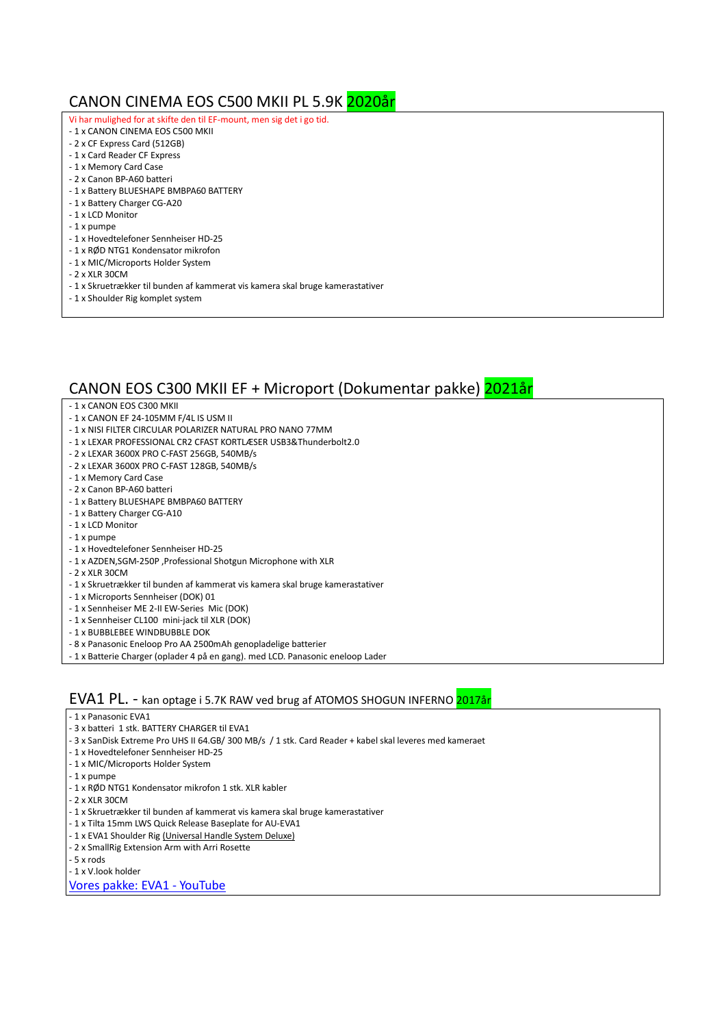## CANON CINEMA EOS C500 MKII PL 5.9K 2020år

Vi har mulighed for at skifte den til EF-mount, men sig det i go tid.

- 1 x CANON CINEMA EOS C500 MKII
- 2 x CF Express Card (512GB)
- 1 x Card Reader CF Express
- 1 x Memory Card Case
- 2 x Canon BP-A60 batteri
- 1 x Battery BLUESHAPE BMBPA60 BATTERY
- 1 x Battery Charger CG-A20
- 1 x LCD Monitor
- 1 x pumpe
- 1 x Hovedtelefoner Sennheiser HD-25
- 1 x RØD NTG1 Kondensator mikrofon
- 1 x MIC/Microports Holder System
- 2 x XLR 30CM
- 1 x Skruetrækker til bunden af kammerat vis kamera skal bruge kamerastativer
- 1 x Shoulder Rig komplet system

## CANON EOS C300 MKII EF + Microport (Dokumentar pakke) 2021år

- 1 x CANON EOS C300 MKII
- 1 x CANON EF 24-105MM F/4L IS USM II
- 1 x NISI FILTER CIRCULAR POLARIZER NATURAL PRO NANO 77MM
- 1 x LEXAR PROFESSIONAL CR2 CFAST KORTLÆSER USB3&Thunderbolt2.0
- 2 x LEXAR 3600X PRO C-FAST 256GB, 540MB/s
- 2 x LEXAR 3600X PRO C-FAST 128GB, 540MB/s
- 1 x Memory Card Case
- 2 x Canon BP-A60 batteri
- 1 x Battery BLUESHAPE BMBPA60 BATTERY
- 1 x Battery Charger CG-A10
- 1 x LCD Monitor
- 1 x pumpe
- 1 x Hovedtelefoner Sennheiser HD-25
- 1 x AZDEN,SGM-250P ,Professional Shotgun Microphone with XLR
- 2 x XLR 30CM
- 1 x Skruetrækker til bunden af kammerat vis kamera skal bruge kamerastativer
- 1 x Microports Sennheiser (DOK) 01
- 1 x Sennheiser ME 2-II EW-Series Mic (DOK)
- 1 x Sennheiser CL100 mini-jack til XLR (DOK)
- 1 x BUBBLEBEE WINDBUBBLE DOK
- 8 x Panasonic Eneloop Pro AA 2500mAh genopladelige batterier
- 1 x Batterie Charger (oplader 4 på en gang). med LCD. Panasonic eneloop Lader

## EVA1 PL. - kan optage i 5.7K RAW ved brug af ATOMOS SHOGUN INFERNO 2017år

- 1 x Panasonic EVA1
- 3 x batteri 1 stk. BATTERY CHARGER til EVA1
- 3 x SanDisk Extreme Pro UHS II 64.GB/ 300 MB/s / 1 stk. Card Reader + kabel skal leveres med kameraet
- 1 x Hovedtelefoner Sennheiser HD-25
- 1 x MIC/Microports Holder System
- 1 x pumpe
- 1 x RØD NTG1 Kondensator mikrofon 1 stk. XLR kabler
- 2 x XLR 30CM
- 1 x Skruetrækker til bunden af kammerat vis kamera skal bruge kamerastativer
- 1 x Tilta 15mm LWS Quick Release Baseplate for AU-EVA1
- 1 x EVA1 Shoulder Rig (Universal Handle System Deluxe)
- 2 x SmallRig Extension Arm with Arri Rosette
- 5 x rods
- 1 x V.look holder

Vores pakke: EVA1 - YouTube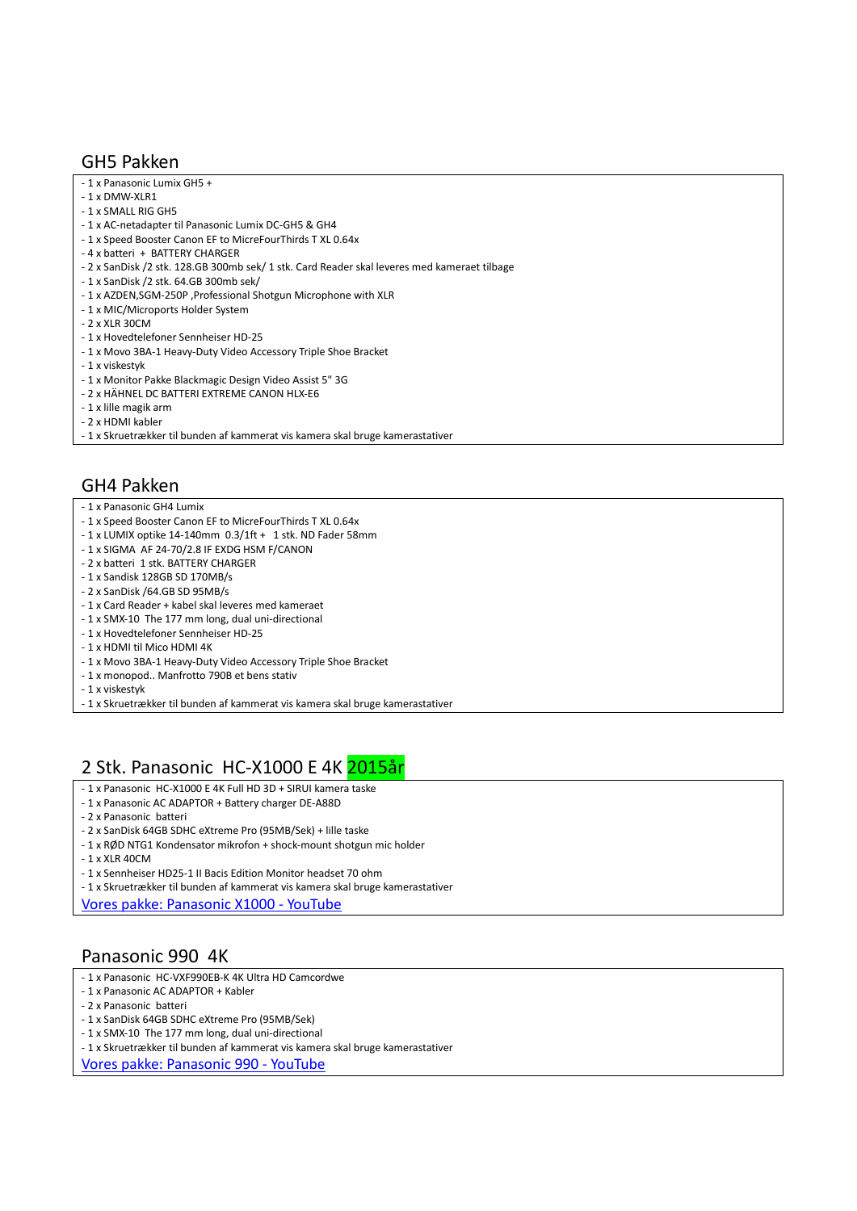## GH5 Pakken

- 1 x Panasonic Lumix GH5 +
- 1 x DMW-XLR1
- 1 x SMALL RIG GH5
- 1 x AC-netadapter til Panasonic Lumix DC-GH5 & GH4
- 1 x Speed Booster Canon EF to MicreFourThirds T XL 0.64x
- 4 x batteri + BATTERY CHARGER
- 2 x SanDisk /2 stk. 128.GB 300mb sek/ 1 stk. Card Reader skal leveres med kameraet tilbage
- 1 x SanDisk /2 stk. 64.GB 300mb sek/
- 1 x AZDEN,SGM-250P ,Professional Shotgun Microphone with XLR
- 1 x MIC/Microports Holder System
- 2 x XLR 30CM
- 1 x Hovedtelefoner Sennheiser HD-25
- 1 x Movo 3BA-1 Heavy-Duty Video Accessory Triple Shoe Bracket
- 1 x viskestyk
- 1 x Monitor Pakke Blackmagic Design Video Assist 5" 3G
- 2 x HÄHNEL DC BATTERI EXTREME CANON HLX-E6
- 1 x lille magik arm
- 2 x HDMI kabler
- 1 x Skruetrækker til bunden af kammerat vis kamera skal bruge kamerastativer

## GH4 Pakken

- 1 x Panasonic GH4 Lumix
- 1 x Speed Booster Canon EF to MicreFourThirds T XL 0.64x
- 1 x LUMIX optike 14-140mm 0.3/1ft + 1 stk. ND Fader 58mm
- 1 x SIGMA AF 24-70/2.8 IF EXDG HSM F/CANON
- 2 x batteri 1 stk. BATTERY CHARGER
- 1 x Sandisk 128GB SD 170MB/s
- 2 x SanDisk /64.GB SD 95MB/s
- 1 x Card Reader + kabel skal leveres med kameraet
- 1 x SMX-10 The 177 mm long, dual uni-directional
- 1 x Hovedtelefoner Sennheiser HD-25
- 1 x HDMI til Mico HDMI 4K
- 1 x Movo 3BA-1 Heavy-Duty Video Accessory Triple Shoe Bracket
- 1 x monopod.. Manfrotto 790B et bens stativ
- 1 x viskestyk
- 1 x Skruetrækker til bunden af kammerat vis kamera skal bruge kamerastativer

## 2 Stk. Panasonic HC-X1000 E 4K 2015år

- 1 x Panasonic HC-X1000 E 4K Full HD 3D + SIRUI kamera taske
- 1 x Panasonic AC ADAPTOR + Battery charger DE-A88D
- 2 x Panasonic batteri
- 2 x SanDisk 64GB SDHC eXtreme Pro (95MB/Sek) + lille taske
- 1 x RØD NTG1 Kondensator mikrofon + shock-mount shotgun mic holder
- 1 x XLR 40CM
- 1 x Sennheiser HD25-1 II Bacis Edition Monitor headset 70 ohm
- 1 x Skruetrækker til bunden af kammerat vis kamera skal bruge kamerastativer

Vores pakke: Panasonic X1000 - YouTube

## Panasonic 990 4K

- 1 x Panasonic HC-VXF990EB-K 4K Ultra HD Camcordwe
- 1 x Panasonic AC ADAPTOR + Kabler
- 2 x Panasonic batteri
- 1 x SanDisk 64GB SDHC eXtreme Pro (95MB/Sek)
- 1 x SMX-10 The 177 mm long, dual uni-directional
- 1 x Skruetrækker til bunden af kammerat vis kamera skal bruge kamerastativer

Vores pakke: Panasonic 990 - YouTube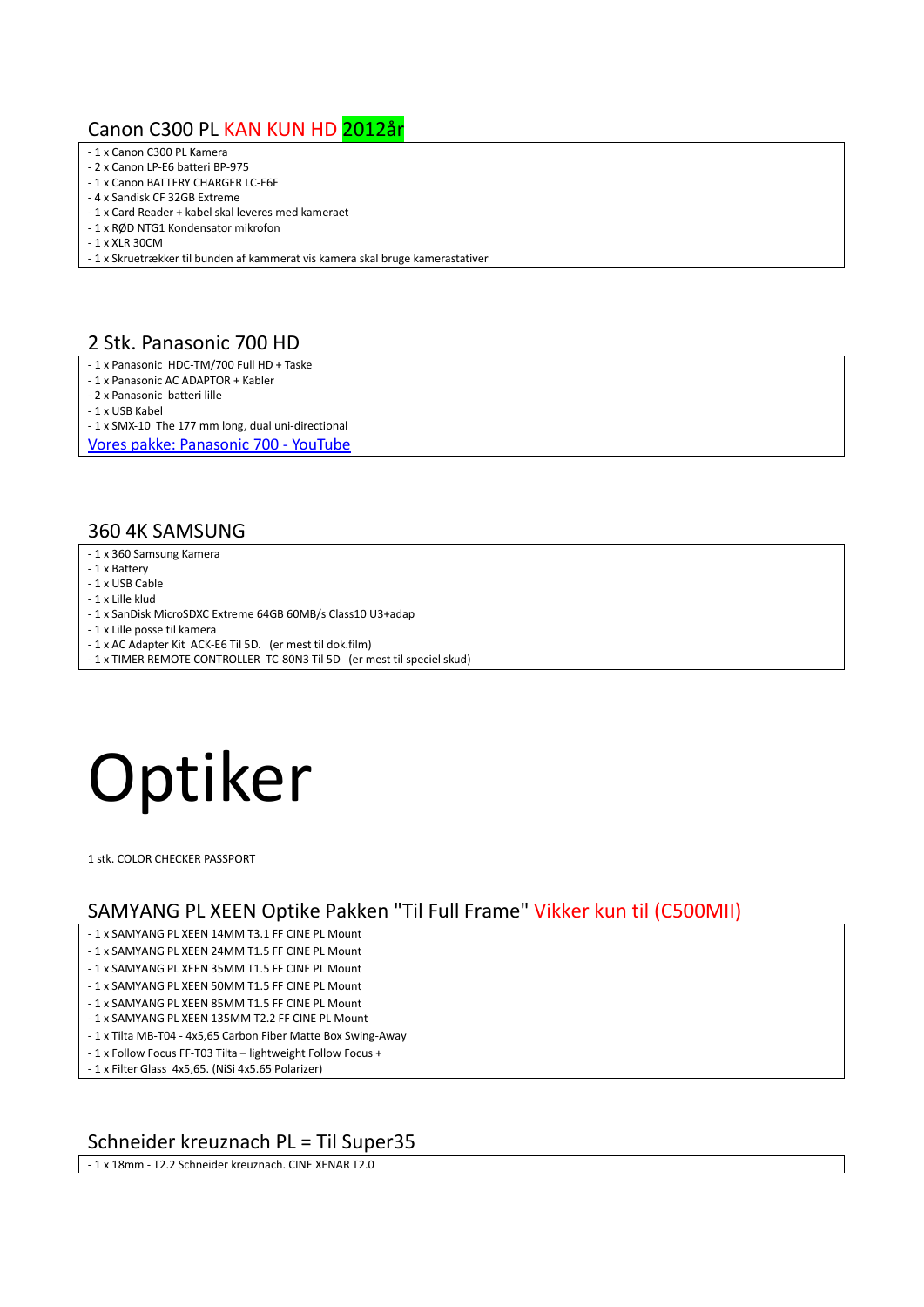## Canon C300 PL KAN KUN HD 2012år

- 1 x Canon C300 PL Kamera
- 2 x Canon LP-E6 batteri BP-975
- 1 x Canon BATTERY CHARGER LC-E6E
- 4 x Sandisk CF 32GB Extreme
- 1 x Card Reader + kabel skal leveres med kameraet
- 1 x RØD NTG1 Kondensator mikrofon
- 1 x XLR 30CM
- 1 x Skruetrækker til bunden af kammerat vis kamera skal bruge kamerastativer

## 2 Stk. Panasonic 700 HD

- 1 x Panasonic HDC-TM/700 Full HD + Taske
- 1 x Panasonic AC ADAPTOR + Kabler
- 2 x Panasonic batteri lille
- 1 x USB Kabel
- 1 x SMX-10 The 177 mm long, dual uni-directional

[Vores pakke: Panasonic 700 - YouTube]

## 360 4K SAMSUNG

- 1 x 360 Samsung Kamera
- 1 x Battery
- 1 x USB Cable
- 1 x Lille klud
- 1 x SanDisk MicroSDXC Extreme 64GB 60MB/s Class10 U3+adap
- 1 x Lille posse til kamera
- 1 x AC Adapter Kit ACK-E6 Til 5D. (er mest til dok.film)
- 1 x TIMER REMOTE CONTROLLER TC-80N3 Til 5D (er mest til speciel skud)

# Optiker

1 stk. COLOR CHECKER PASSPORT

## SAMYANG PL XEEN Optike Pakken "Til Full Frame" Vikker kun til (C500MII)

- 1 x SAMYANG PL XEEN 14MM T3.1 FF CINE PL Mount
- 1 x SAMYANG PL XEEN 24MM T1.5 FF CINE PL Mount
- 1 x SAMYANG PL XEEN 35MM T1.5 FF CINE PL Mount
- 1 x SAMYANG PL XEEN 50MM T1.5 FF CINE PL Mount
- 1 x SAMYANG PL XEEN 85MM T1.5 FF CINE PL Mount
- 1 x SAMYANG PL XEEN 135MM T2.2 FF CINE PL Mount
- 1 x Tilta MB-T04 - 4x5,65 Carbon Fiber Matte Box Swing-Away
- 1 x Follow Focus FF-T03 Tilta – lightweight Follow Focus +
- 1 x Filter Glass 4x5,65. (NiSi 4x5.65 Polarizer)

## Schneider kreuznach PL = Til Super35

- 1 x 18mm - T2.2 Schneider kreuznach. CINE XENAR T2.0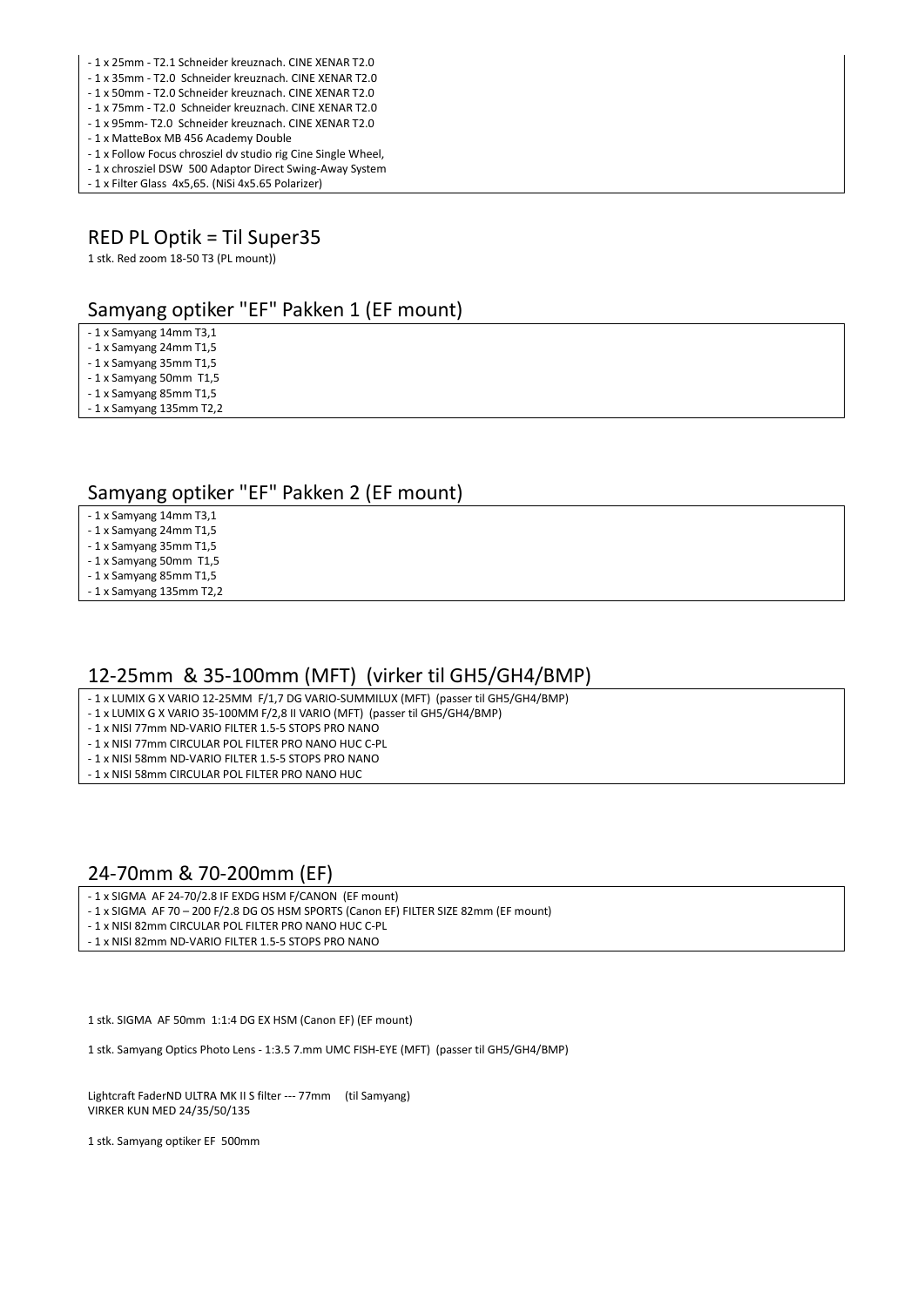- 1 x 25mm - T2.1 Schneider kreuznach. CINE XENAR T2.0
- 1 x 35mm - T2.0  Schneider kreuznach. CINE XENAR T2.0
- 1 x 50mm - T2.0 Schneider kreuznach. CINE XENAR T2.0
- 1 x 75mm - T2.0  Schneider kreuznach. CINE XENAR T2.0
- 1 x 95mm- T2.0  Schneider kreuznach. CINE XENAR T2.0
- 1 x MatteBox MB 456 Academy Double
- 1 x Follow Focus chrosziel dv studio rig Cine Single Wheel,
- 1 x chrosziel DSW  500 Adaptor Direct Swing-Away System
- 1 x Filter Glass  4x5,65. (NiSi 4x5.65 Polarizer)

## RED PL Optik = Til Super35

1 stk. Red zoom 18-50 T3 (PL mount))

## Samyang optiker "EF" Pakken 1 (EF mount)

- 1 x Samyang 14mm T3,1
- 1 x Samyang 24mm T1,5
- 1 x Samyang 35mm T1,5
- 1 x Samyang 50mm  T1,5
- 1 x Samyang 85mm T1,5
- 1 x Samyang 135mm T2,2

## Samyang optiker "EF" Pakken 2 (EF mount)

- 1 x Samyang 14mm T3,1
- 1 x Samyang 24mm T1,5
- 1 x Samyang 35mm T1,5
- 1 x Samyang 50mm  T1,5
- 1 x Samyang 85mm T1,5
- 1 x Samyang 135mm T2,2

## 12-25mm  & 35-100mm (MFT)  (virker til GH5/GH4/BMP)

- 1 x LUMIX G X VARIO 12-25MM  F/1,7 DG VARIO-SUMMILUX (MFT)  (passer til GH5/GH4/BMP)
- 1 x LUMIX G X VARIO 35-100MM F/2,8 II VARIO (MFT)  (passer til GH5/GH4/BMP)
- 1 x NISI 77mm ND-VARIO FILTER 1.5-5 STOPS PRO NANO
- 1 x NISI 77mm CIRCULAR POL FILTER PRO NANO HUC C-PL
- 1 x NISI 58mm ND-VARIO FILTER 1.5-5 STOPS PRO NANO
- 1 x NISI 58mm CIRCULAR POL FILTER PRO NANO HUC

## 24-70mm & 70-200mm (EF)

- 1 x SIGMA  AF 24-70/2.8 IF EXDG HSM F/CANON  (EF mount)
- 1 x SIGMA  AF 70 – 200 F/2.8 DG OS HSM SPORTS (Canon EF) FILTER SIZE 82mm (EF mount)
- 1 x NISI 82mm CIRCULAR POL FILTER PRO NANO HUC C-PL
- 1 x NISI 82mm ND-VARIO FILTER 1.5-5 STOPS PRO NANO

1 stk. SIGMA  AF 50mm  1:1:4 DG EX HSM (Canon EF) (EF mount)

1 stk. Samyang Optics Photo Lens - 1:3.5 7.mm UMC FISH-EYE (MFT)  (passer til GH5/GH4/BMP)

Lightcraft FaderND ULTRA MK II S filter --- 77mm     (til Samyang)
VIRKER KUN MED 24/35/50/135

1 stk. Samyang optiker EF  500mm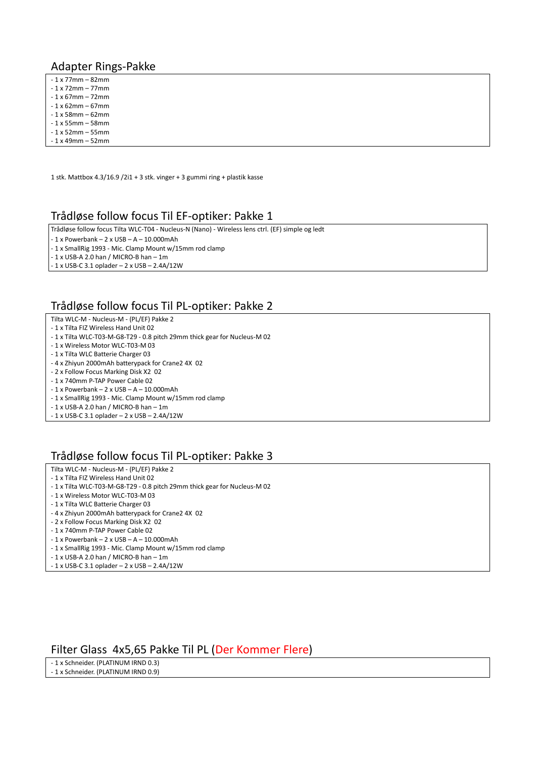## Adapter Rings-Pakke

- 1 x 77mm – 82mm
- 1 x 72mm – 77mm
- 1 x 67mm – 72mm
- 1 x 62mm – 67mm
- 1 x 58mm – 62mm
- 1 x 55mm – 58mm
- 1 x 52mm – 55mm
- 1 x 49mm – 52mm

1 stk. Mattbox 4.3/16.9 /2i1 + 3 stk. vinger + 3 gummi ring + plastik kasse

## Trådløse follow focus Til EF-optiker: Pakke 1

Trådløse follow focus Tilta WLC-T04 - Nucleus-N (Nano) - Wireless lens ctrl. (EF) simple og ledt

- 1 x Powerbank – 2 x USB – A – 10.000mAh
- 1 x SmallRig 1993 - Mic. Clamp Mount w/15mm rod clamp
- 1 x USB-A 2.0 han / MICRO-B han – 1m
- 1 x USB-C 3.1 oplader – 2 x USB – 2.4A/12W

## Trådløse follow focus Til PL-optiker: Pakke 2

Tilta WLC-M - Nucleus-M - (PL/EF) Pakke 2

- 1 x Tilta FIZ Wireless Hand Unit 02
- 1 x Tilta WLC-T03-M-G8-T29 - 0.8 pitch 29mm thick gear for Nucleus-M 02
- 1 x Wireless Motor WLC-T03-M 03
- 1 x Tilta WLC Batterie Charger 03
- 4 x Zhiyun 2000mAh batterypack for Crane2 4X 02
- 2 x Follow Focus Marking Disk X2 02
- 1 x 740mm P-TAP Power Cable 02
- 1 x Powerbank – 2 x USB – A – 10.000mAh
- 1 x SmallRig 1993 - Mic. Clamp Mount w/15mm rod clamp
- 1 x USB-A 2.0 han / MICRO-B han – 1m
- 1 x USB-C 3.1 oplader – 2 x USB – 2.4A/12W

## Trådløse follow focus Til PL-optiker: Pakke 3

Tilta WLC-M - Nucleus-M - (PL/EF) Pakke 2

- 1 x Tilta FIZ Wireless Hand Unit 02
- 1 x Tilta WLC-T03-M-G8-T29 - 0.8 pitch 29mm thick gear for Nucleus-M 02
- 1 x Wireless Motor WLC-T03-M 03
- 1 x Tilta WLC Batterie Charger 03
- 4 x Zhiyun 2000mAh batterypack for Crane2 4X 02
- 2 x Follow Focus Marking Disk X2 02
- 1 x 740mm P-TAP Power Cable 02
- 1 x Powerbank – 2 x USB – A – 10.000mAh
- 1 x SmallRig 1993 - Mic. Clamp Mount w/15mm rod clamp
- 1 x USB-A 2.0 han / MICRO-B han – 1m
- 1 x USB-C 3.1 oplader – 2 x USB – 2.4A/12W

## Filter Glass 4x5,65 Pakke Til PL (Der Kommer Flere)

- 1 x Schneider. (PLATINUM IRND 0.3)
- 1 x Schneider. (PLATINUM IRND 0.9)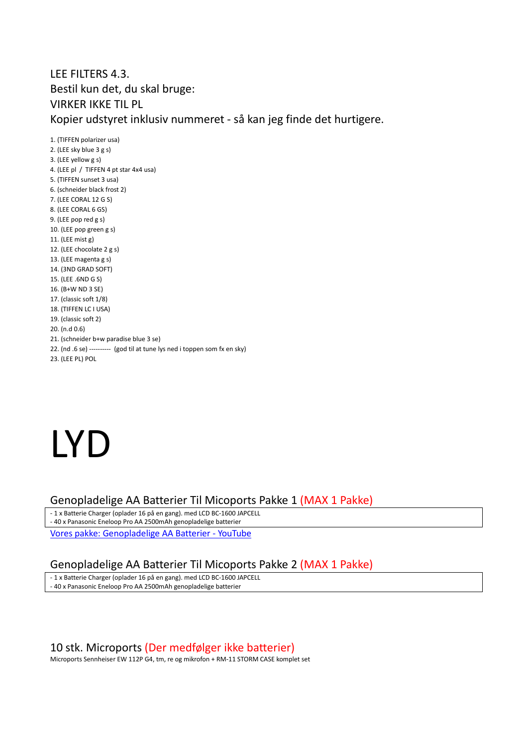LEE FILTERS 4.3.
Bestil kun det, du skal bruge:
VIRKER IKKE TIL PL
Kopier udstyret inklusiv nummeret - så kan jeg finde det hurtigere.

1. (TIFFEN polarizer usa)
2. (LEE sky blue 3 g s)
3. (LEE yellow g s)
4. (LEE pl / TIFFEN 4 pt star 4x4 usa)
5. (TIFFEN sunset 3 usa)
6. (schneider black frost 2)
7. (LEE CORAL 12 G S)
8. (LEE CORAL 6 GS)
9. (LEE pop red g s)
10. (LEE pop green g s)
11. (LEE mist g)
12. (LEE chocolate 2 g s)
13. (LEE magenta g s)
14. (3ND GRAD SOFT)
15. (LEE .6ND G S)
16. (B+W ND 3 SE)
17. (classic soft 1/8)
18. (TIFFEN LC I USA)
19. (classic soft 2)
20. (n.d 0.6)
21. (schneider b+w paradise blue 3 se)
22. (nd .6 se) ---------- (god til at tune lys ned i toppen som fx en sky)
23. (LEE PL) POL

# LYD

## Genopladelige AA Batterier Til Micoports Pakke 1 (MAX 1 Pakke)

- 1 x Batterie Charger (oplader 16 på en gang). med LCD BC-1600 JAPCELL
- 40 x Panasonic Eneloop Pro AA 2500mAh genopladelige batterier

Vores pakke: Genopladelige AA Batterier - YouTube

## Genopladelige AA Batterier Til Micoports Pakke 2 (MAX 1 Pakke)

- 1 x Batterie Charger (oplader 16 på en gang). med LCD BC-1600 JAPCELL
- 40 x Panasonic Eneloop Pro AA 2500mAh genopladelige batterier

## 10 stk. Microports (Der medfølger ikke batterier)

Microports Sennheiser EW 112P G4, tm, re og mikrofon + RM-11 STORM CASE komplet set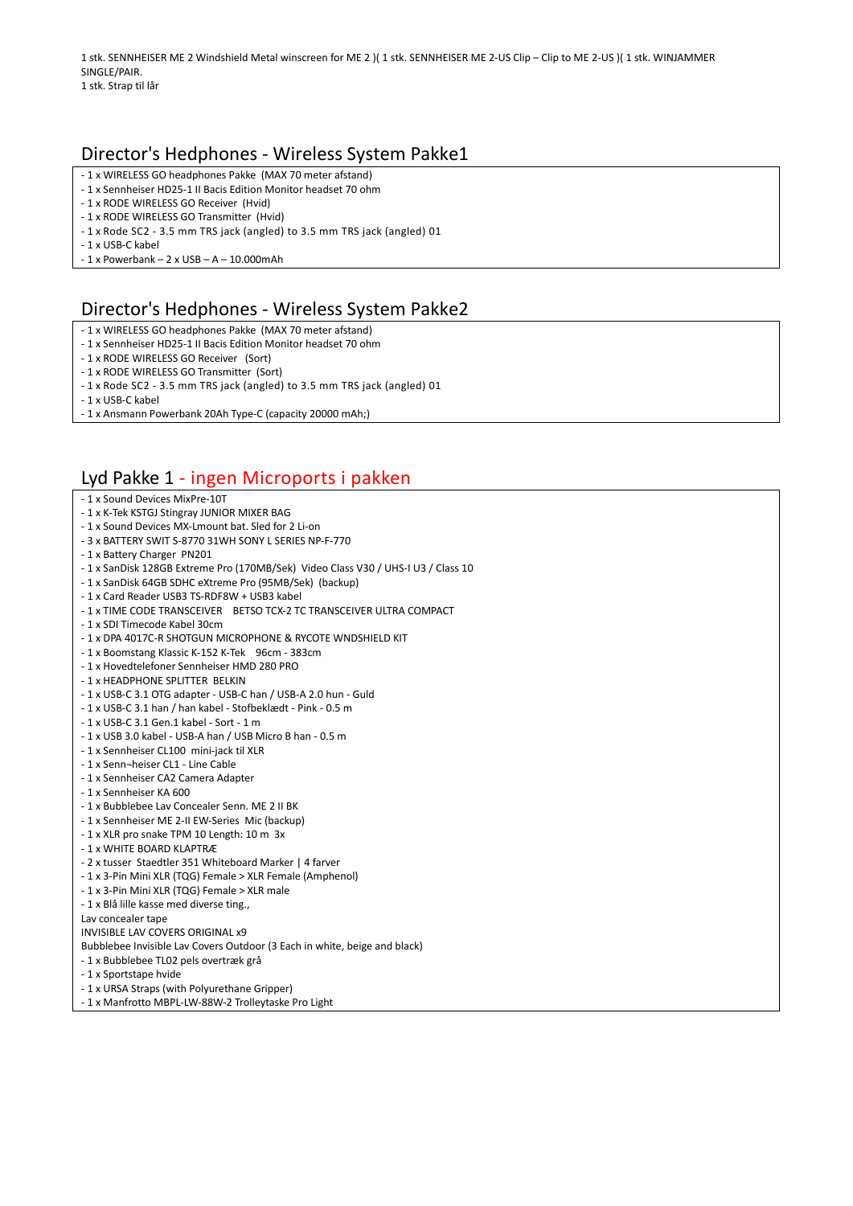1 stk. SENNHEISER ME 2 Windshield Metal winscreen for ME 2 )( 1 stk. SENNHEISER ME 2-US Clip – Clip to ME 2-US )( 1 stk. WINJAMMER SINGLE/PAIR.
1 stk. Strap til lår

## Director's Hedphones - Wireless System Pakke1

- 1 x WIRELESS GO headphones Pakke (MAX 70 meter afstand)
- 1 x Sennheiser HD25-1 II Bacis Edition Monitor headset 70 ohm
- 1 x RODE WIRELESS GO Receiver (Hvid)
- 1 x RODE WIRELESS GO Transmitter (Hvid)
- 1 x Rode SC2 - 3.5 mm TRS jack (angled) to 3.5 mm TRS jack (angled) 01
- 1 x USB-C kabel
- 1 x Powerbank – 2 x USB – A – 10.000mAh

## Director's Hedphones - Wireless System Pakke2

- 1 x WIRELESS GO headphones Pakke (MAX 70 meter afstand)
- 1 x Sennheiser HD25-1 II Bacis Edition Monitor headset 70 ohm
- 1 x RODE WIRELESS GO Receiver (Sort)
- 1 x RODE WIRELESS GO Transmitter (Sort)
- 1 x Rode SC2 - 3.5 mm TRS jack (angled) to 3.5 mm TRS jack (angled) 01
- 1 x USB-C kabel
- 1 x Ansmann Powerbank 20Ah Type-C (capacity 20000 mAh;)

## Lyd Pakke 1 - ingen Microports i pakken

- 1 x Sound Devices MixPre-10T
- 1 x K-Tek KSTGJ Stingray JUNIOR MIXER BAG
- 1 x Sound Devices MX-Lmount bat. Sled for 2 Li-on
- 3 x BATTERY SWIT S-8770 31WH SONY L SERIES NP-F-770
- 1 x Battery Charger PN201
- 1 x SanDisk 128GB Extreme Pro (170MB/Sek) Video Class V30 / UHS-I U3 / Class 10
- 1 x SanDisk 64GB SDHC eXtreme Pro (95MB/Sek) (backup)
- 1 x Card Reader USB3 TS-RDF8W + USB3 kabel
- 1 x TIME CODE TRANSCEIVER BETSO TCX-2 TC TRANSCEIVER ULTRA COMPACT
- 1 x SDI Timecode Kabel 30cm
- 1 x DPA 4017C-R SHOTGUN MICROPHONE & RYCOTE WNDSHIELD KIT
- 1 x Boomstang Klassic K-152 K-Tek 96cm - 383cm
- 1 x Hovedtelefoner Sennheiser HMD 280 PRO
- 1 x HEADPHONE SPLITTER BELKIN
- 1 x USB-C 3.1 OTG adapter - USB-C han / USB-A 2.0 hun - Guld
- 1 x USB-C 3.1 han / han kabel - Stofbeklædt - Pink - 0.5 m
- 1 x USB-C 3.1 Gen.1 kabel - Sort - 1 m
- 1 x USB 3.0 kabel - USB-A han / USB Micro B han - 0.5 m
- 1 x Sennheiser CL100 mini-jack til XLR
- 1 x Senn¬heiser CL1 - Line Cable
- 1 x Sennheiser CA2 Camera Adapter
- 1 x Sennheiser KA 600
- 1 x Bubblebee Lav Concealer Senn. ME 2 II BK
- 1 x Sennheiser ME 2-II EW-Series Mic (backup)
- 1 x XLR pro snake TPM 10 Length: 10 m 3x
- 1 x WHITE BOARD KLAPTRÆ
- 2 x tusser Staedtler 351 Whiteboard Marker | 4 farver
- 1 x 3-Pin Mini XLR (TQG) Female > XLR Female (Amphenol)
- 1 x 3-Pin Mini XLR (TQG) Female > XLR male
- 1 x Blå lille kasse med diverse ting.,

Lav concealer tape
INVISIBLE LAV COVERS ORIGINAL x9
Bubblebee Invisible Lav Covers Outdoor (3 Each in white, beige and black)

- 1 x Bubblebee TL02 pels overtræk grå
- 1 x Sportstape hvide
- 1 x URSA Straps (with Polyurethane Gripper)
- 1 x Manfrotto MBPL-LW-88W-2 Trolleytaske Pro Light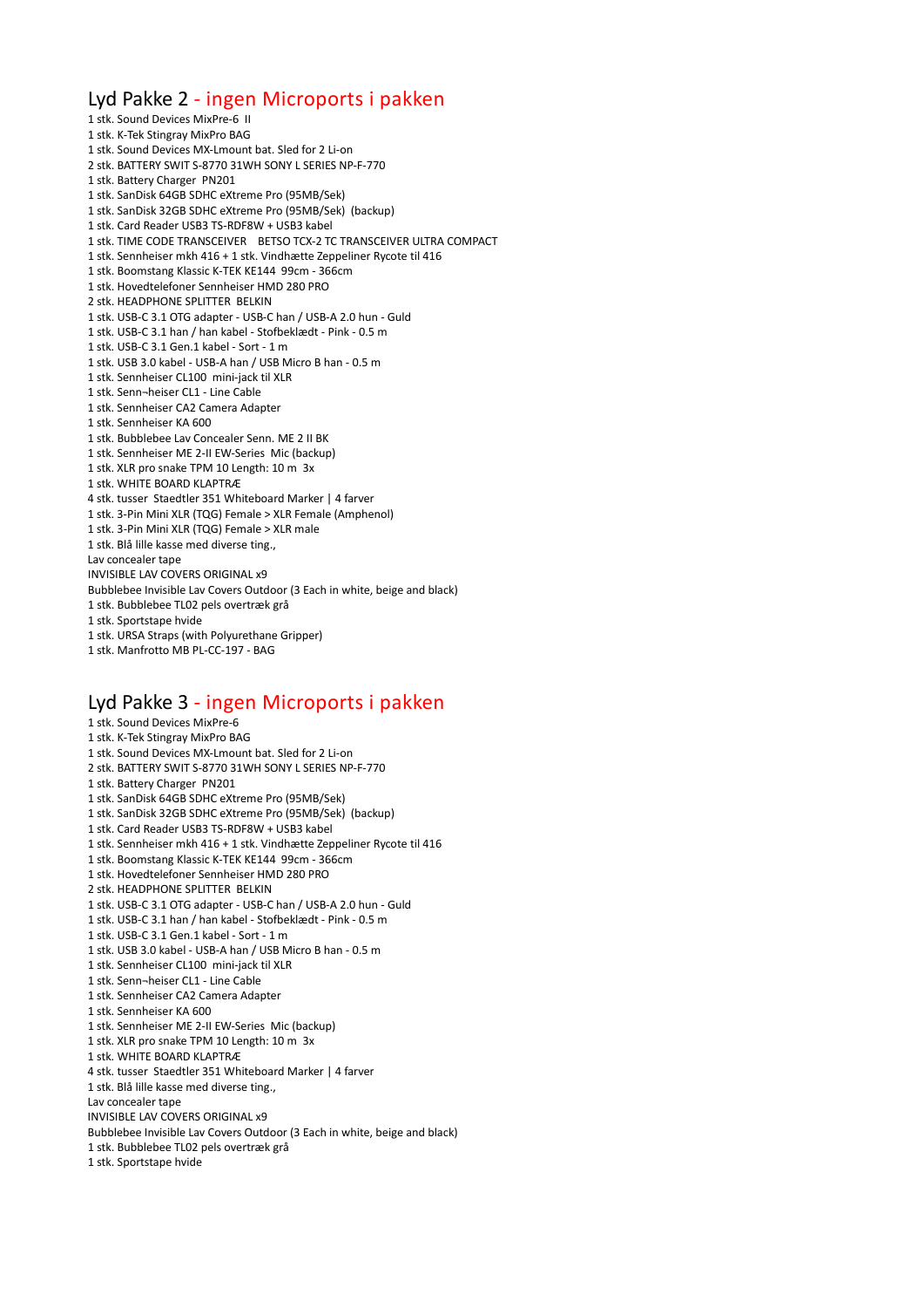## Lyd Pakke 2 - ingen Microports i pakken

1 stk. Sound Devices MixPre-6 II
1 stk. K-Tek Stingray MixPro BAG
1 stk. Sound Devices MX-Lmount bat. Sled for 2 Li-on
2 stk. BATTERY SWIT S-8770 31WH SONY L SERIES NP-F-770
1 stk. Battery Charger PN201
1 stk. SanDisk 64GB SDHC eXtreme Pro (95MB/Sek)
1 stk. SanDisk 32GB SDHC eXtreme Pro (95MB/Sek) (backup)
1 stk. Card Reader USB3 TS-RDF8W + USB3 kabel
1 stk. TIME CODE TRANSCEIVER BETSO TCX-2 TC TRANSCEIVER ULTRA COMPACT
1 stk. Sennheiser mkh 416 + 1 stk. Vindhætte Zeppeliner Rycote til 416
1 stk. Boomstang Klassic K-TEK KE144 99cm - 366cm
1 stk. Hovedtelefoner Sennheiser HMD 280 PRO
2 stk. HEADPHONE SPLITTER BELKIN
1 stk. USB-C 3.1 OTG adapter - USB-C han / USB-A 2.0 hun - Guld
1 stk. USB-C 3.1 han / han kabel - Stofbeklædt - Pink - 0.5 m
1 stk. USB-C 3.1 Gen.1 kabel - Sort - 1 m
1 stk. USB 3.0 kabel - USB-A han / USB Micro B han - 0.5 m
1 stk. Sennheiser CL100 mini-jack til XLR
1 stk. Senn¬heiser CL1 - Line Cable
1 stk. Sennheiser CA2 Camera Adapter
1 stk. Sennheiser KA 600
1 stk. Bubblebee Lav Concealer Senn. ME 2 II BK
1 stk. Sennheiser ME 2-II EW-Series Mic (backup)
1 stk. XLR pro snake TPM 10 Length: 10 m 3x
1 stk. WHITE BOARD KLAPTRÆ
4 stk. tusser Staedtler 351 Whiteboard Marker | 4 farver
1 stk. 3-Pin Mini XLR (TQG) Female > XLR Female (Amphenol)
1 stk. 3-Pin Mini XLR (TQG) Female > XLR male
1 stk. Blå lille kasse med diverse ting.,
Lav concealer tape
INVISIBLE LAV COVERS ORIGINAL x9
Bubblebee Invisible Lav Covers Outdoor (3 Each in white, beige and black)
1 stk. Bubblebee TL02 pels overtræk grå
1 stk. Sportstape hvide
1 stk. URSA Straps (with Polyurethane Gripper)
1 stk. Manfrotto MB PL-CC-197 - BAG

## Lyd Pakke 3 - ingen Microports i pakken

1 stk. Sound Devices MixPre-6
1 stk. K-Tek Stingray MixPro BAG
1 stk. Sound Devices MX-Lmount bat. Sled for 2 Li-on
2 stk. BATTERY SWIT S-8770 31WH SONY L SERIES NP-F-770
1 stk. Battery Charger PN201
1 stk. SanDisk 64GB SDHC eXtreme Pro (95MB/Sek)
1 stk. SanDisk 32GB SDHC eXtreme Pro (95MB/Sek) (backup)
1 stk. Card Reader USB3 TS-RDF8W + USB3 kabel
1 stk. Sennheiser mkh 416 + 1 stk. Vindhætte Zeppeliner Rycote til 416
1 stk. Boomstang Klassic K-TEK KE144 99cm - 366cm
1 stk. Hovedtelefoner Sennheiser HMD 280 PRO
2 stk. HEADPHONE SPLITTER BELKIN
1 stk. USB-C 3.1 OTG adapter - USB-C han / USB-A 2.0 hun - Guld
1 stk. USB-C 3.1 han / han kabel - Stofbeklædt - Pink - 0.5 m
1 stk. USB-C 3.1 Gen.1 kabel - Sort - 1 m
1 stk. USB 3.0 kabel - USB-A han / USB Micro B han - 0.5 m
1 stk. Sennheiser CL100 mini-jack til XLR
1 stk. Senn¬heiser CL1 - Line Cable
1 stk. Sennheiser CA2 Camera Adapter
1 stk. Sennheiser KA 600
1 stk. Sennheiser ME 2-II EW-Series Mic (backup)
1 stk. XLR pro snake TPM 10 Length: 10 m 3x
1 stk. WHITE BOARD KLAPTRÆ
4 stk. tusser Staedtler 351 Whiteboard Marker | 4 farver
1 stk. Blå lille kasse med diverse ting.,
Lav concealer tape
INVISIBLE LAV COVERS ORIGINAL x9
Bubblebee Invisible Lav Covers Outdoor (3 Each in white, beige and black)
1 stk. Bubblebee TL02 pels overtræk grå
1 stk. Sportstape hvide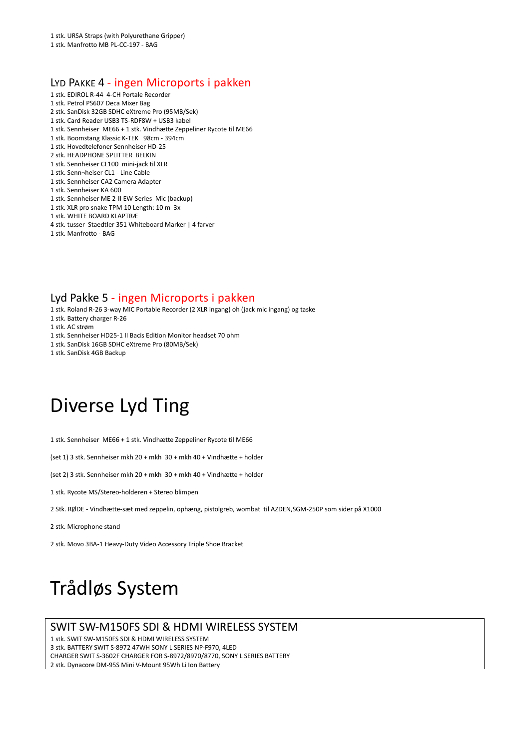1 stk. URSA Straps (with Polyurethane Gripper)
1 stk. Manfrotto MB PL-CC-197 - BAG

## LYD PAKKE 4 - ingen Microports i pakken

1 stk. EDIROL R-44  4-CH Portale Recorder
1 stk. Petrol PS607 Deca Mixer Bag
2 stk. SanDisk 32GB SDHC eXtreme Pro (95MB/Sek)
1 stk. Card Reader USB3 TS-RDF8W + USB3 kabel
1 stk. Sennheiser  ME66 + 1 stk. Vindhætte Zeppeliner Rycote til ME66
1 stk. Boomstang Klassic K-TEK   98cm - 394cm
1 stk. Hovedtelefoner Sennheiser HD-25
2 stk. HEADPHONE SPLITTER  BELKIN
1 stk. Sennheiser CL100  mini-jack til XLR
1 stk. Senn¬heiser CL1 - Line Cable
1 stk. Sennheiser CA2 Camera Adapter
1 stk. Sennheiser KA 600
1 stk. Sennheiser ME 2-II EW-Series  Mic (backup)
1 stk. XLR pro snake TPM 10 Length: 10 m  3x
1 stk. WHITE BOARD KLAPTRÆ
4 stk. tusser  Staedtler 351 Whiteboard Marker | 4 farver
1 stk. Manfrotto - BAG

## Lyd Pakke 5 - ingen Microports i pakken

1 stk. Roland R-26 3-way MIC Portable Recorder (2 XLR ingang) oh (jack mic ingang) og taske
1 stk. Battery charger R-26
1 stk. AC strøm
1 stk. Sennheiser HD25-1 II Bacis Edition Monitor headset 70 ohm
1 stk. SanDisk 16GB SDHC eXtreme Pro (80MB/Sek)
1 stk. SanDisk 4GB Backup

# Diverse Lyd Ting

1 stk. Sennheiser  ME66 + 1 stk. Vindhætte Zeppeliner Rycote til ME66

(set 1) 3 stk. Sennheiser mkh 20 + mkh  30 + mkh 40 + Vindhætte + holder

(set 2) 3 stk. Sennheiser mkh 20 + mkh  30 + mkh 40 + Vindhætte + holder

1 stk. Rycote MS/Stereo-holderen + Stereo blimpen

2 Stk. RØDE - Vindhætte-sæt med zeppelin, ophæng, pistolgreb, wombat  til AZDEN,SGM-250P som sider på X1000

2 stk. Microphone stand

2 stk. Movo 3BA-1 Heavy-Duty Video Accessory Triple Shoe Bracket

# Trådløs System

## SWIT SW-M150FS SDI & HDMI WIRELESS SYSTEM

1 stk. SWIT SW-M150FS SDI & HDMI WIRELESS SYSTEM
3 stk. BATTERY SWIT S-8972 47WH SONY L SERIES NP-F970, 4LED
CHARGER SWIT S-3602F CHARGER FOR S-8972/8970/8770, SONY L SERIES BATTERY
2 stk. Dynacore DM-95S Mini V-Mount 95Wh Li Ion Battery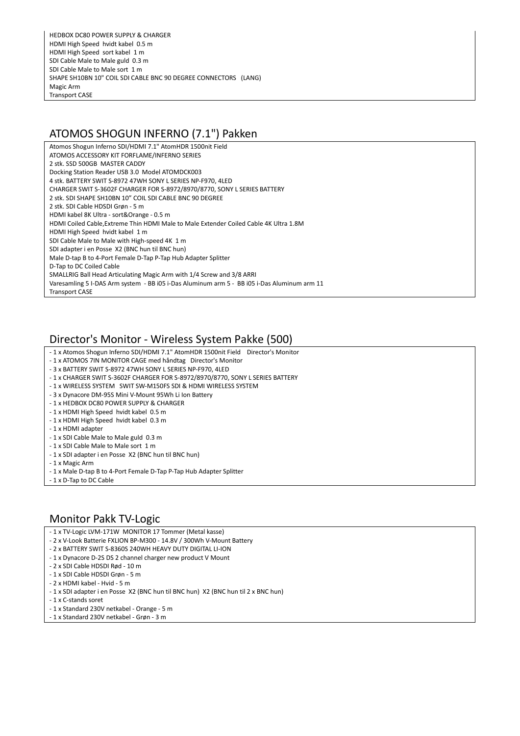HEDBOX DC80 POWER SUPPLY & CHARGER
HDMI High Speed hvidt kabel 0.5 m
HDMI High Speed sort kabel 1 m
SDI Cable Male to Male guld 0.3 m
SDI Cable Male to Male sort 1 m
SHAPE SH10BN 10" COIL SDI CABLE BNC 90 DEGREE CONNECTORS (LANG)
Magic Arm
Transport CASE

## ATOMOS SHOGUN INFERNO (7.1") Pakken

Atomos Shogun Inferno SDI/HDMI 7.1" AtomHDR 1500nit Field
ATOMOS ACCESSORY KIT FORFLAME/INFERNO SERIES
2 stk. SSD 500GB MASTER CADDY
Docking Station Reader USB 3.0 Model ATOMDCK003
4 stk. BATTERY SWIT S-8972 47WH SONY L SERIES NP-F970, 4LED
CHARGER SWIT S-3602F CHARGER FOR S-8972/8970/8770, SONY L SERIES BATTERY
2 stk. SDI SHAPE SH10BN 10" COIL SDI CABLE BNC 90 DEGREE
2 stk. SDI Cable HDSDI Grøn - 5 m
HDMI kabel 8K Ultra - sort&Orange - 0.5 m
HDMI Coiled Cable,Extreme Thin HDMI Male to Male Extender Coiled Cable 4K Ultra 1.8M
HDMI High Speed hvidt kabel 1 m
SDI Cable Male to Male with High-speed 4K 1 m
SDI adapter i en Posse X2 (BNC hun til BNC hun)
Male D-tap B to 4-Port Female D-Tap P-Tap Hub Adapter Splitter
D-Tap to DC Coiled Cable
SMALLRIG Ball Head Articulating Magic Arm with 1/4 Screw and 3/8 ARRI
Varesamling 5 I-DAS Arm system - BB i05 i-Das Aluminum arm 5 - BB i05 i-Das Aluminum arm 11
Transport CASE

## Director's Monitor - Wireless System Pakke (500)

- 1 x Atomos Shogun Inferno SDI/HDMI 7.1" AtomHDR 1500nit Field Director's Monitor
- 1 x ATOMOS 7IN MONITOR CAGE med håndtag Director's Monitor
- 3 x BATTERY SWIT S-8972 47WH SONY L SERIES NP-F970, 4LED
- 1 x CHARGER SWIT S-3602F CHARGER FOR S-8972/8970/8770, SONY L SERIES BATTERY
- 1 x WIRELESS SYSTEM SWIT SW-M150FS SDI & HDMI WIRELESS SYSTEM
- 3 x Dynacore DM-95S Mini V-Mount 95Wh Li Ion Battery
- 1 x HEDBOX DC80 POWER SUPPLY & CHARGER
- 1 x HDMI High Speed hvidt kabel 0.5 m
- 1 x HDMI High Speed hvidt kabel 0.3 m
- 1 x HDMI adapter
- 1 x SDI Cable Male to Male guld 0.3 m
- 1 x SDI Cable Male to Male sort 1 m
- 1 x SDI adapter i en Posse X2 (BNC hun til BNC hun)
- 1 x Magic Arm
- 1 x Male D-tap B to 4-Port Female D-Tap P-Tap Hub Adapter Splitter
- 1 x D-Tap to DC Cable

## Monitor Pakk TV-Logic

- 1 x TV-Logic LVM-171W MONITOR 17 Tommer (Metal kasse)
- 2 x V-Look Batterie FXLION BP-M300 - 14.8V / 300Wh V-Mount Battery
- 2 x BATTERY SWIT S-8360S 240WH HEAVY DUTY DIGITAL LI-ION
- 1 x Dynacore D-2S DS 2 channel charger new product V Mount
- 2 x SDI Cable HDSDI Rød - 10 m
- 1 x SDI Cable HDSDI Grøn - 5 m
- 2 x HDMI kabel - Hvid - 5 m
- 1 x SDI adapter i en Posse X2 (BNC hun til BNC hun) X2 (BNC hun til 2 x BNC hun)
- 1 x C-stands soret
- 1 x Standard 230V netkabel - Orange - 5 m
- 1 x Standard 230V netkabel - Grøn - 3 m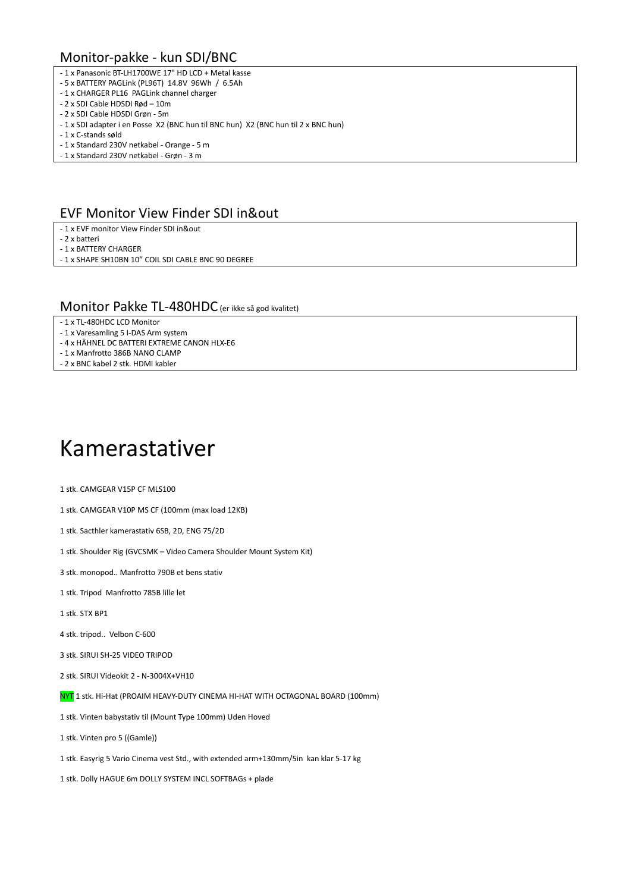## Monitor-pakke - kun SDI/BNC

- 1 x Panasonic BT-LH1700WE 17" HD LCD + Metal kasse
- 5 x BATTERY PAGLink (PL96T) 14.8V 96Wh / 6.5Ah
- 1 x CHARGER PL16 PAGLink channel charger
- 2 x SDI Cable HDSDI Rød – 10m
- 2 x SDI Cable HDSDI Grøn - 5m
- 1 x SDI adapter i en Posse X2 (BNC hun til BNC hun) X2 (BNC hun til 2 x BNC hun)
- 1 x C-stands søld
- 1 x Standard 230V netkabel - Orange - 5 m
- 1 x Standard 230V netkabel - Grøn - 3 m

## EVF Monitor View Finder SDI in&out

- 1 x EVF monitor View Finder SDI in&out
- 2 x batteri
- 1 x BATTERY CHARGER
- 1 x SHAPE SH10BN 10" COIL SDI CABLE BNC 90 DEGREE

## Monitor Pakke TL-480HDC (er ikke så god kvalitet)

- 1 x TL-480HDC LCD Monitor
- 1 x Varesamling 5 I-DAS Arm system
- 4 x HÄHNEL DC BATTERI EXTREME CANON HLX-E6
- 1 x Manfrotto 386B NANO CLAMP
- 2 x BNC kabel 2 stk. HDMI kabler

# Kamerastativer

1 stk. CAMGEAR V15P CF MLS100

1 stk. CAMGEAR V10P MS CF (100mm (max load 12KB)

1 stk. Sacthler kamerastativ 6SB, 2D, ENG 75/2D

1 stk. Shoulder Rig (GVCSMK – Video Camera Shoulder Mount System Kit)

3 stk. monopod.. Manfrotto 790B et bens stativ

1 stk. Tripod Manfrotto 785B lille let

1 stk. STX BP1

4 stk. tripod.. Velbon C-600

3 stk. SIRUI SH-25 VIDEO TRIPOD

2 stk. SIRUI Videokit 2 - N-3004X+VH10

NYT 1 stk. Hi-Hat (PROAIM HEAVY-DUTY CINEMA HI-HAT WITH OCTAGONAL BOARD (100mm)

1 stk. Vinten babystativ til (Mount Type 100mm) Uden Hoved

1 stk. Vinten pro 5 ((Gamle))

1 stk. Easyrig 5 Vario Cinema vest Std., with extended arm+130mm/5in kan klar 5-17 kg

1 stk. Dolly HAGUE 6m DOLLY SYSTEM INCL SOFTBAGs + plade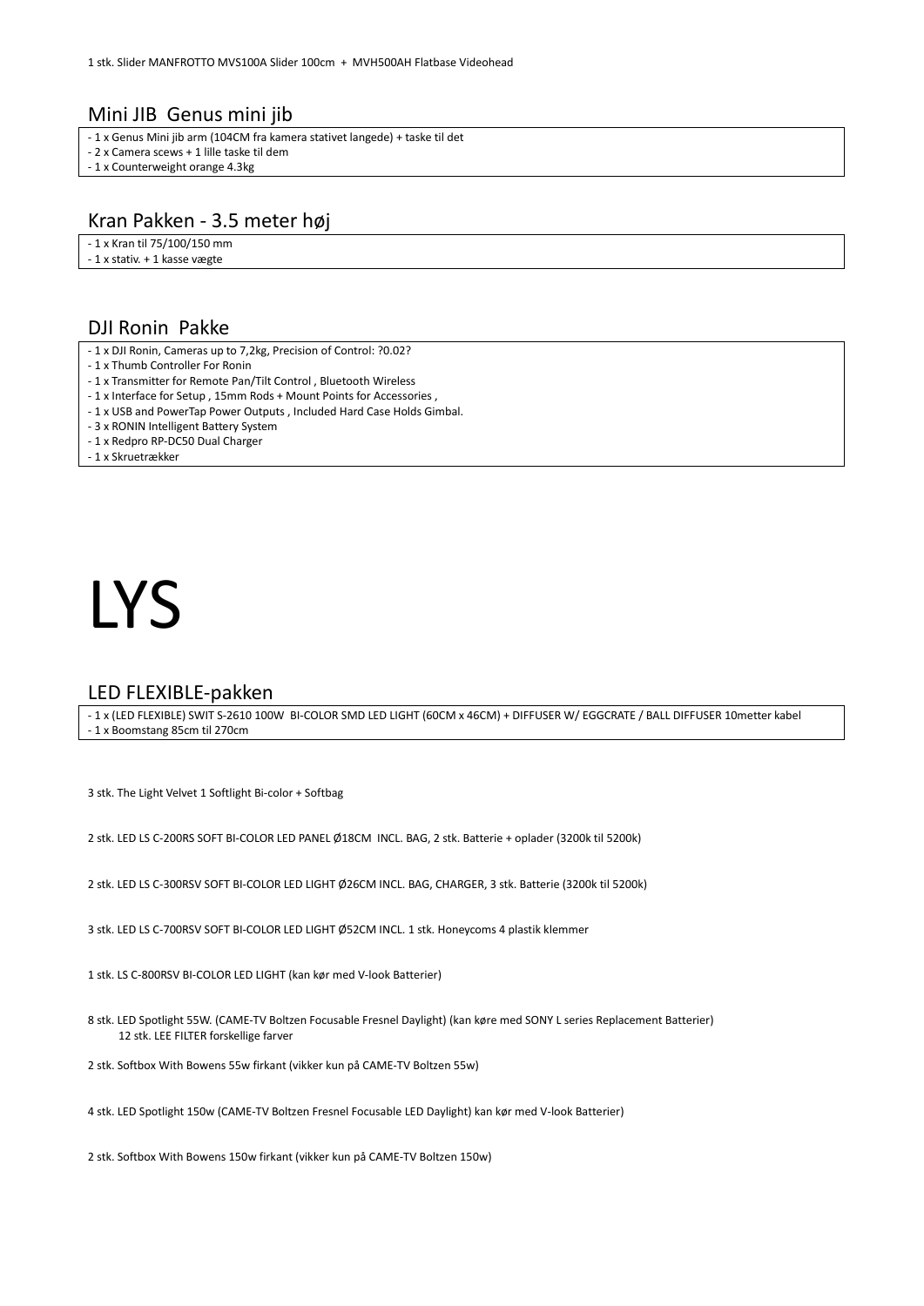1 stk. Slider MANFROTTO MVS100A Slider 100cm + MVH500AH Flatbase Videohead

## Mini JIB Genus mini jib

- 1 x Genus Mini jib arm (104CM fra kamera stativet langede) + taske til det
- 2 x Camera scews + 1 lille taske til dem
- 1 x Counterweight orange 4.3kg

## Kran Pakken - 3.5 meter høj

- 1 x Kran til 75/100/150 mm
- 1 x stativ. + 1 kasse vægte

## DJI Ronin Pakke

- 1 x DJI Ronin, Cameras up to 7,2kg, Precision of Control: ?0.02?
- 1 x Thumb Controller For Ronin
- 1 x Transmitter for Remote Pan/Tilt Control , Bluetooth Wireless
- 1 x Interface for Setup , 15mm Rods + Mount Points for Accessories ,
- 1 x USB and PowerTap Power Outputs , Included Hard Case Holds Gimbal.
- 3 x RONIN Intelligent Battery System
- 1 x Redpro RP-DC50 Dual Charger
- 1 x Skruetrækker

# LYS

## LED FLEXIBLE-pakken

- 1 x (LED FLEXIBLE) SWIT S-2610 100W BI-COLOR SMD LED LIGHT (60CM x 46CM) + DIFFUSER W/ EGGCRATE / BALL DIFFUSER 10metter kabel
- 1 x Boomstang 85cm til 270cm

3 stk. The Light Velvet 1 Softlight Bi-color + Softbag

2 stk. LED LS C-200RS SOFT BI-COLOR LED PANEL Ø18CM INCL. BAG, 2 stk. Batterie + oplader (3200k til 5200k)

2 stk. LED LS C-300RSV SOFT BI-COLOR LED LIGHT Ø26CM INCL. BAG, CHARGER, 3 stk. Batterie (3200k til 5200k)

3 stk. LED LS C-700RSV SOFT BI-COLOR LED LIGHT Ø52CM INCL. 1 stk. Honeycoms 4 plastik klemmer

1 stk. LS C-800RSV BI-COLOR LED LIGHT (kan kør med V-look Batterier)

8 stk. LED Spotlight 55W. (CAME-TV Boltzen Focusable Fresnel Daylight) (kan køre med SONY L series Replacement Batterier)
12 stk. LEE FILTER forskellige farver

2 stk. Softbox With Bowens 55w firkant (vikker kun på CAME-TV Boltzen 55w)

4 stk. LED Spotlight 150w (CAME-TV Boltzen Fresnel Focusable LED Daylight) kan kør med V-look Batterier)

2 stk. Softbox With Bowens 150w firkant (vikker kun på CAME-TV Boltzen 150w)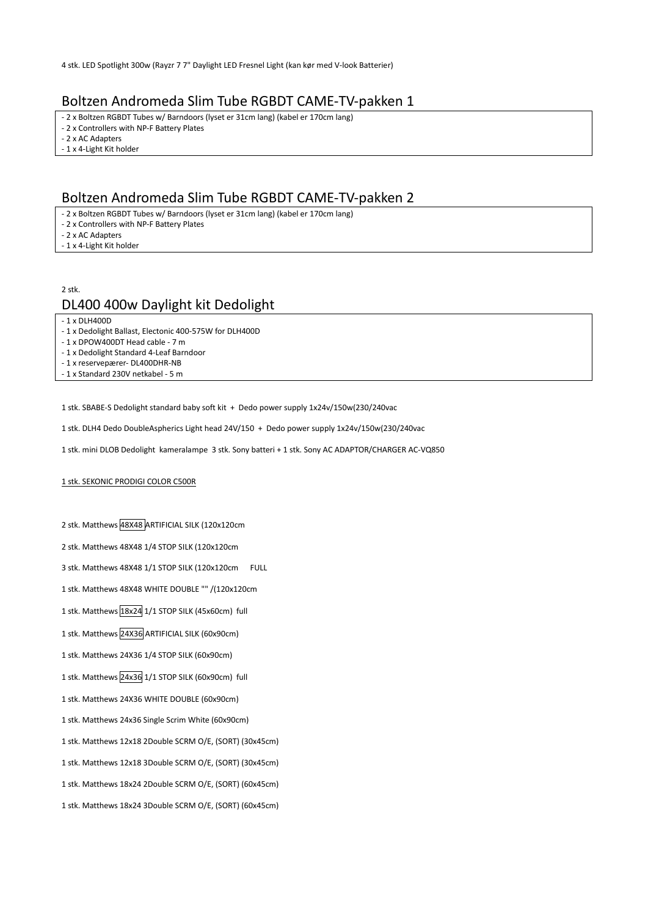4 stk. LED Spotlight 300w (Rayzr 7 7" Daylight LED Fresnel Light (kan kør med V-look Batterier)

## Boltzen Andromeda Slim Tube RGBDT CAME-TV-pakken 1

- 2 x Boltzen RGBDT Tubes w/ Barndoors (lyset er 31cm lang) (kabel er 170cm lang)
- 2 x Controllers with NP-F Battery Plates
- 2 x AC Adapters
- 1 x 4-Light Kit holder

## Boltzen Andromeda Slim Tube RGBDT CAME-TV-pakken 2

- 2 x Boltzen RGBDT Tubes w/ Barndoors (lyset er 31cm lang) (kabel er 170cm lang)
- 2 x Controllers with NP-F Battery Plates
- 2 x AC Adapters
- 1 x 4-Light Kit holder

2 stk.

## DL400 400w Daylight kit Dedolight

- 1 x DLH400D
- 1 x Dedolight Ballast, Electonic 400-575W for DLH400D
- 1 x DPOW400DT Head cable - 7 m
- 1 x Dedolight Standard 4-Leaf Barndoor
- 1 x reservepærer- DL400DHR-NB
- 1 x Standard 230V netkabel - 5 m

1 stk. SBABE-S Dedolight standard baby soft kit + Dedo power supply 1x24v/150w(230/240vac

1 stk. DLH4 Dedo DoubleAspherics Light head 24V/150 + Dedo power supply 1x24v/150w(230/240vac

1 stk. mini DLOB Dedolight kameralampe 3 stk. Sony batteri + 1 stk. Sony AC ADAPTOR/CHARGER AC-VQ850

1 stk. SEKONIC PRODIGI COLOR C500R

2 stk. Matthews 48X48 ARTIFICIAL SILK (120x120cm

2 stk. Matthews 48X48 1/4 STOP SILK (120x120cm

3 stk. Matthews 48X48 1/1 STOP SILK (120x120cm FULL

1 stk. Matthews 48X48 WHITE DOUBLE "" /(120x120cm

1 stk. Matthews 18x24 1/1 STOP SILK (45x60cm) full

1 stk. Matthews 24X36 ARTIFICIAL SILK (60x90cm)

1 stk. Matthews 24X36 1/4 STOP SILK (60x90cm)

1 stk. Matthews 24x36 1/1 STOP SILK (60x90cm) full

1 stk. Matthews 24X36 WHITE DOUBLE (60x90cm)

1 stk. Matthews 24x36 Single Scrim White (60x90cm)

1 stk. Matthews 12x18 2Double SCRM O/E, (SORT) (30x45cm)

1 stk. Matthews 12x18 3Double SCRM O/E, (SORT) (30x45cm)

1 stk. Matthews 18x24 2Double SCRM O/E, (SORT) (60x45cm)

1 stk. Matthews 18x24 3Double SCRM O/E, (SORT) (60x45cm)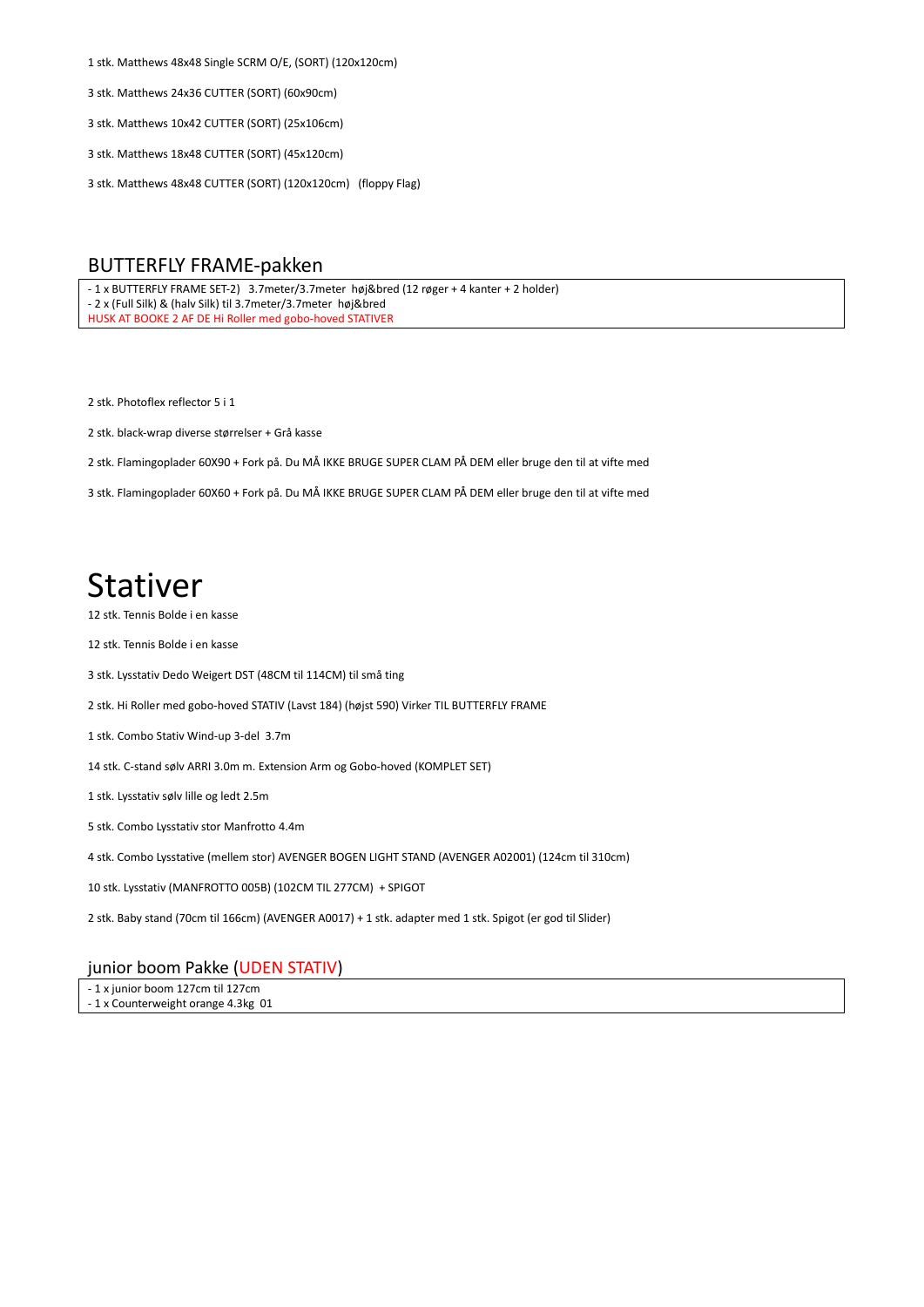1 stk. Matthews 48x48 Single SCRM O/E, (SORT) (120x120cm)

3 stk. Matthews 24x36 CUTTER (SORT) (60x90cm)

3 stk. Matthews 10x42 CUTTER (SORT) (25x106cm)

3 stk. Matthews 18x48 CUTTER (SORT) (45x120cm)

3 stk. Matthews 48x48 CUTTER (SORT) (120x120cm) (floppy Flag)

## BUTTERFLY FRAME-pakken

- 1 x BUTTERFLY FRAME SET-2) 3.7meter/3.7meter høj&bred (12 røger + 4 kanter + 2 holder)
- 2 x (Full Silk) & (halv Silk) til 3.7meter/3.7meter høj&bred

HUSK AT BOOKE 2 AF DE Hi Roller med gobo-hoved STATIVER

2 stk. Photoflex reflector 5 i 1

2 stk. black-wrap diverse størrelser + Grå kasse

2 stk. Flamingoplader 60X90 + Fork på. Du MÅ IKKE BRUGE SUPER CLAM PÅ DEM eller bruge den til at vifte med

3 stk. Flamingoplader 60X60 + Fork på. Du MÅ IKKE BRUGE SUPER CLAM PÅ DEM eller bruge den til at vifte med

# Stativer

12 stk. Tennis Bolde i en kasse

12 stk. Tennis Bolde i en kasse

3 stk. Lysstativ Dedo Weigert DST (48CM til 114CM) til små ting

2 stk. Hi Roller med gobo-hoved STATIV (Lavst 184) (højst 590) Virker TIL BUTTERFLY FRAME

1 stk. Combo Stativ Wind-up 3-del 3.7m

14 stk. C-stand sølv ARRI 3.0m m. Extension Arm og Gobo-hoved (KOMPLET SET)

1 stk. Lysstativ sølv lille og ledt 2.5m

5 stk. Combo Lysstativ stor Manfrotto 4.4m

4 stk. Combo Lysstative (mellem stor) AVENGER BOGEN LIGHT STAND (AVENGER A02001) (124cm til 310cm)

10 stk. Lysstativ (MANFROTTO 005B) (102CM TIL 277CM) + SPIGOT

2 stk. Baby stand (70cm til 166cm) (AVENGER A0017) + 1 stk. adapter med 1 stk. Spigot (er god til Slider)

## junior boom Pakke (UDEN STATIV)

- 1 x junior boom 127cm til 127cm
- 1 x Counterweight orange 4.3kg 01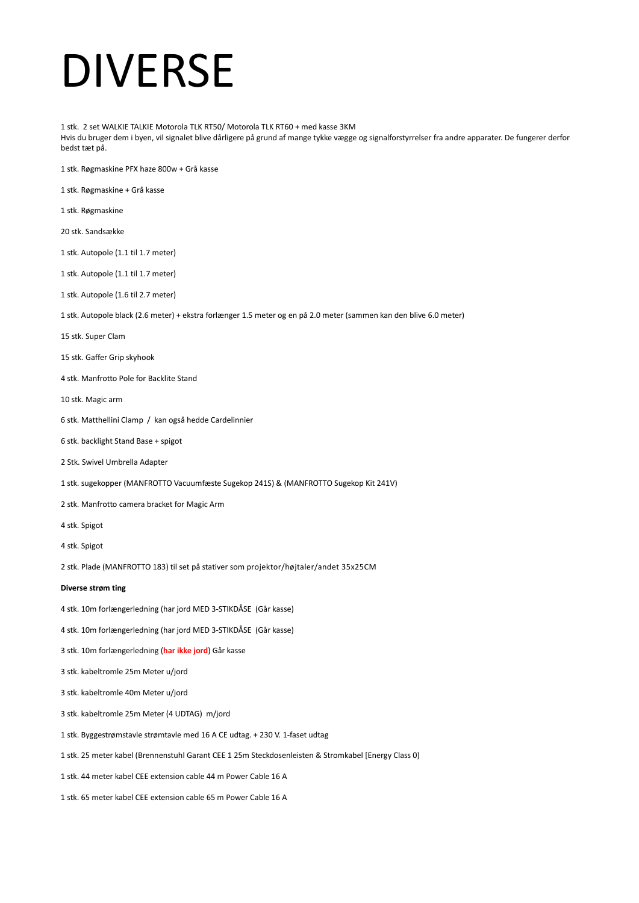# DIVERSE

1 stk.  2 set WALKIE TALKIE Motorola TLK RT50/ Motorola TLK RT60 + med kasse 3KM
Hvis du bruger dem i byen, vil signalet blive dårligere på grund af mange tykke vægge og signalforstyrrelser fra andre apparater. De fungerer derfor bedst tæt på.

1 stk. Røgmaskine PFX haze 800w + Grå kasse

1 stk. Røgmaskine + Grå kasse

1 stk. Røgmaskine

20 stk. Sandsække

1 stk. Autopole (1.1 til 1.7 meter)

1 stk. Autopole (1.1 til 1.7 meter)

1 stk. Autopole (1.6 til 2.7 meter)

1 stk. Autopole black (2.6 meter) + ekstra forlænger 1.5 meter og en på 2.0 meter (sammen kan den blive 6.0 meter)

15 stk. Super Clam

15 stk. Gaffer Grip skyhook

4 stk. Manfrotto Pole for Backlite Stand

10 stk. Magic arm

6 stk. Matthellini Clamp  /  kan også hedde Cardelinnier

6 stk. backlight Stand Base + spigot

2 Stk. Swivel Umbrella Adapter

1 stk. sugekopper (MANFROTTO Vacuumfæste Sugekop 241S) & (MANFROTTO Sugekop Kit 241V)

2 stk. Manfrotto camera bracket for Magic Arm

4 stk. Spigot

4 stk. Spigot

2 stk. Plade (MANFROTTO 183) til set på stativer som projektor/højtaler/andet 35x25CM

**Diverse strøm ting**

4 stk. 10m forlængerledning (har jord MED 3-STIKDÅSE  (Går kasse)

4 stk. 10m forlængerledning (har jord MED 3-STIKDÅSE  (Går kasse)

3 stk. 10m forlængerledning (**har ikke jord**) Går kasse

3 stk. kabeltromle 25m Meter u/jord

3 stk. kabeltromle 40m Meter u/jord

3 stk. kabeltromle 25m Meter (4 UDTAG)  m/jord

1 stk. Byggestrømstavle strømtavle med 16 A CE udtag. + 230 V. 1-faset udtag

1 stk. 25 meter kabel (Brennenstuhl Garant CEE 1 25m Steckdosenleisten & Stromkabel [Energy Class 0)

1 stk. 44 meter kabel CEE extension cable 44 m Power Cable 16 A

1 stk. 65 meter kabel CEE extension cable 65 m Power Cable 16 A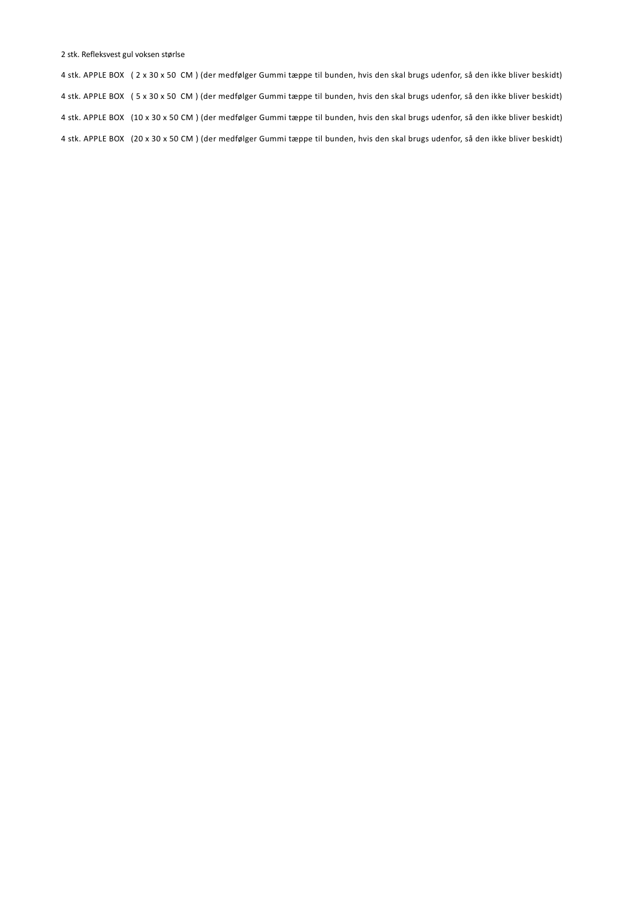2 stk. Refleksvest gul voksen størlse

4 stk. APPLE BOX   ( 2 x 30 x 50  CM ) (der medfølger Gummi tæppe til bunden, hvis den skal brugs udenfor, så den ikke bliver beskidt)

4 stk. APPLE BOX   ( 5 x 30 x 50  CM ) (der medfølger Gummi tæppe til bunden, hvis den skal brugs udenfor, så den ikke bliver beskidt)

4 stk. APPLE BOX   (10 x 30 x 50 CM ) (der medfølger Gummi tæppe til bunden, hvis den skal brugs udenfor, så den ikke bliver beskidt)

4 stk. APPLE BOX   (20 x 30 x 50 CM ) (der medfølger Gummi tæppe til bunden, hvis den skal brugs udenfor, så den ikke bliver beskidt)